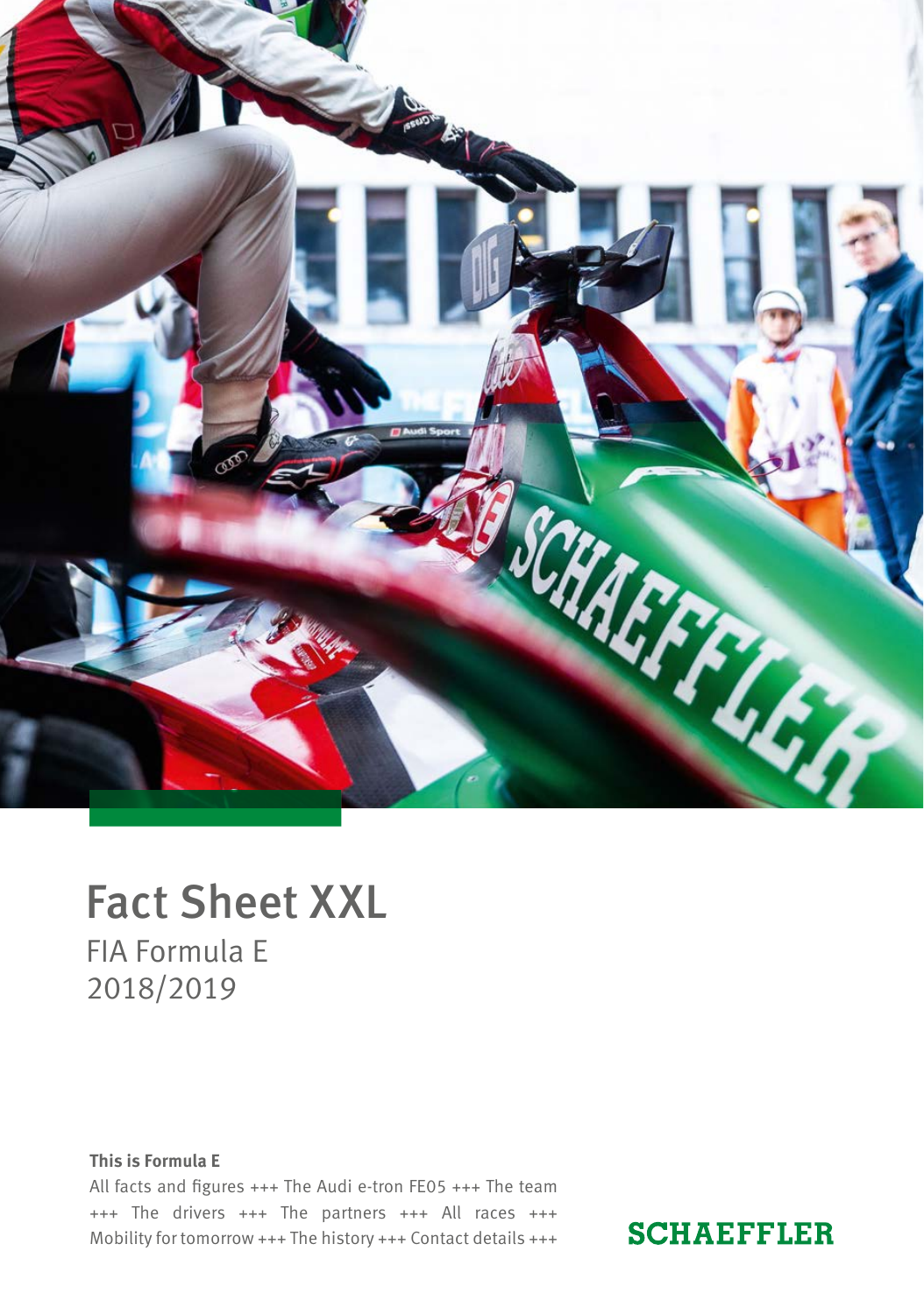# Fact Sheet XXL

FIA Formula E
2018/2019

**This is Formula E**

All facts and figures +++ The Audi e-tron FE05 +++ The team +++ The drivers +++ The partners +++ All races +++ Mobility for tomorrow +++ The history +++ Contact details +++

SCHAEFFLER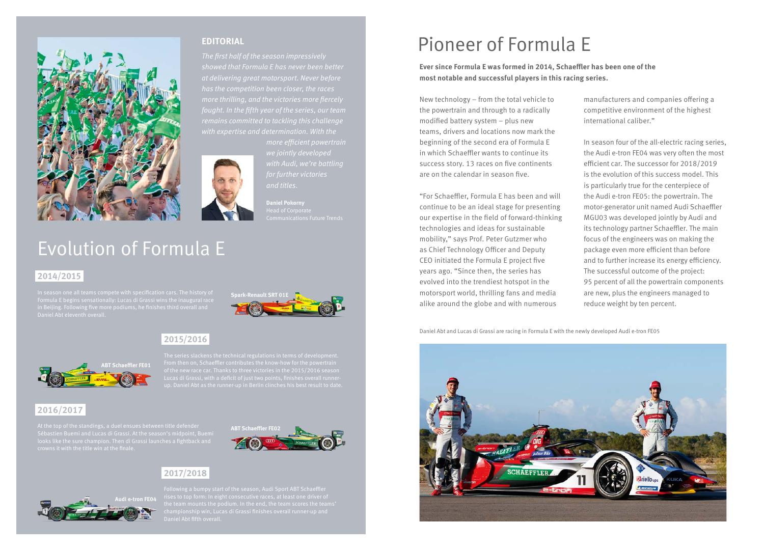## EDITORIAL

*The first half of the season impressively showed that Formula E has never been better at delivering great motorsport. Never before has the competition been closer, the races more thrilling, and the victories more fiercely fought. In the fifth year of the series, our team remains committed to tackling this challenge with expertise and determination. With the more efficient powertrain we jointly developed with Audi, we're battling for further victories and titles.*

**Daniel Pokorny**
Head of Corporate Communications Future Trends

# Evolution of Formula E

### 2014/2015

In season one all teams compete with specification cars. The history of Formula E begins sensationally: Lucas di Grassi wins the inaugural race in Beijing. Following five more podiums, he finishes third overall and Daniel Abt eleventh overall.

**Spark-Renault SRT 01E**

### 2015/2016

**ABT Schaeffler FE01**

The series slackens the technical regulations in terms of development. From then on, Schaeffler contributes the know-how for the powertrain of the new race car. Thanks to three victories in the 2015/2016 season Lucas di Grassi, with a deficit of just two points, finishes overall runner-up. Daniel Abt as the runner-up in Berlin clinches his best result to date.

### 2016/2017

At the top of the standings, a duel ensues between title defender Sébastien Buemi and Lucas di Grassi. At the season's midpoint, Buemi looks like the sure champion. Then di Grassi launches a fightback and crowns it with the title win at the finale.

**ABT Schaeffler FE02**

### 2017/2018

**Audi e-tron FE04**

Following a bumpy start of the season, Audi Sport ABT Schaeffler rises to top form: In eight consecutive races, at least one driver of the team mounts the podium. In the end, the team scores the teams' championship win, Lucas di Grassi finishes overall runner-up and Daniel Abt fifth overall.

# Pioneer of Formula E

**Ever since Formula E was formed in 2014, Schaeffler has been one of the most notable and successful players in this racing series.**

New technology – from the total vehicle to the powertrain and through to a radically modified battery system – plus new teams, drivers and locations now mark the beginning of the second era of Formula E in which Schaeffler wants to continue its success story. 13 races on five continents are on the calendar in season five.

"For Schaeffler, Formula E has been and will continue to be an ideal stage for presenting our expertise in the field of forward-thinking technologies and ideas for sustainable mobility," says Prof. Peter Gutzmer who as Chief Technology Officer and Deputy CEO initiated the Formula E project five years ago. "Since then, the series has evolved into the trendiest hotspot in the motorsport world, thrilling fans and media alike around the globe and with numerous manufacturers and companies offering a competitive environment of the highest international caliber."

In season four of the all-electric racing series, the Audi e-tron FE04 was very often the most efficient car. The successor for 2018/2019 is the evolution of this success model. This is particularly true for the centerpiece of the Audi e-tron FE05: the powertrain. The motor-generator unit named Audi Schaeffler MGU03 was developed jointly by Audi and its technology partner Schaeffler. The main focus of the engineers was on making the package even more efficient than before and to further increase its energy efficiency. The successful outcome of the project: 95 percent of all the powertrain components are new, plus the engineers managed to reduce weight by ten percent.

Daniel Abt and Lucas di Grassi are racing in Formula E with the newly developed Audi e-tron FE05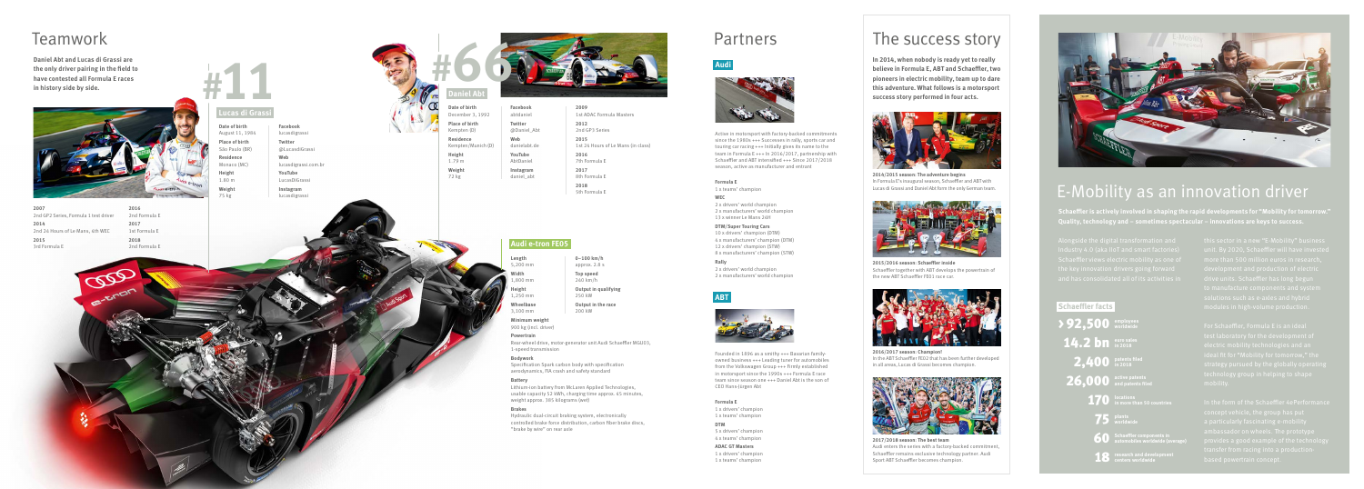# Teamwork

**Daniel Abt and Lucas di Grassi are the only driver pairing in the field to have contested all Formula E races in history side by side.**

## #11

### Lucas di Grassi

**Date of birth**
August 11, 1984

**Place of birth**
São Paulo (BR)

**Residence**
Monaco (MC)

**Height**
1.80 m

**Weight**
75 kg

**Facebook**
lucasdigrassi

**Twitter**
@LucasdiGrassi

**Web**
lucasdigrassi.com.br

**YouTube**
LucasDiGrassi

**Instagram**
lucasdigrassi

**2007**
2nd GP2 Series, Formula 1 test driver

**2014**
2nd 24 Hours of Le Mans, 4th WEC

**2015**
3rd Formula E

**2016**
2nd Formula E

**2017**
1st Formula E

**2018**
2nd Formula E

## #66

### Daniel Abt

**Date of birth**
December 3, 1992

**Place of birth**
Kempten (D)

**Residence**
Kempten/Munich (D)

**Height**
1.79 m

**Weight**
72 kg

**Facebook**
abtdaniel

**Twitter**
@Daniel_Abt

**Web**
danielabt.de

**YouTube**
AbtDaniel

**Instagram**
daniel_abt

**2009**
1st ADAC Formula Masters

**2012**
2nd GP3 Series

**2015**
1st 24 Hours of Le Mans (in class)

**2016**
7th Formula E

**2017**
8th Formula E

**2018**
5th Formula E

### Audi e-tron FE05

**Length**
5,200 mm

**Width**
1,800 mm

**Height**
1,250 mm

**Wheelbase**
3,100 mm

**0–100 km/h**
approx. 2.8 s

**Top speed**
260 km/h

**Output in qualifying**
250 kW

**Output in the race**
200 kW

**Minimum weight**
900 kg (incl. driver)

**Powertrain**
Rear-wheel drive, motor-generator unit Audi Schaeffler MGU03, 1-speed transmission

**Bodywork**
Specification Spark carbon body with specification aerodynamics, FIA crash and safety standard

**Battery**
Lithium-ion battery from McLaren Applied Technologies, usable capacity 52 kWh, charging time approx. 45 minutes, weight approx. 385 kilograms (wet)

**Brakes**
Hydraulic dual-circuit braking system, electronically controlled brake force distribution, carbon fiber brake discs, "brake by wire" on rear axle

# Partners

## Audi

Active in motorsport with factory-backed commitments since the 1980s +++ Successes in rally, sports car and touring car racing +++ Initially gives its name to the team in Formula E +++ In 2016/2017, partnership with Schaeffler and ABT intensified +++ Since 2017/2018 season, active as manufacturer and entrant

**Formula E**
1 x teams' champion

**WEC**
2 x drivers' world champion
2 x manufacturers' world champion
13 x winner Le Mans 24H

**DTM/Super Touring Cars**
10 x drivers' champion (DTM)
4 x manufacturers' champion (DTM)
12 x drivers' champion (STW)
8 x manufacturers' champion (STW)

**Rally**
2 x drivers' world champion
2 x manufacturers' world champion

## ABT

Founded in 1896 as a smithy +++ Bavarian family-owned business +++ Leading tuner for automobiles from the Volkswagen Group +++ Firmly established in motorsport since the 1990s +++ Formula E race team since season one +++ Daniel Abt is the son of CEO Hans-Jürgen Abt

**Formula E**
1 x drivers' champion
1 x teams' champion

**DTM**
5 x drivers' champion
4 x teams' champion

**ADAC GT Masters**
1 x drivers' champion
1 x teams' champion

# The success story

**In 2014, when nobody is ready yet to really believe in Formula E, ABT and Schaeffler, two pioneers in electric mobility, team up to dare this adventure. What follows is a motorsport success story performed in four acts.**

**2014/2015 season: The adventure begins**
In Formula E's inaugural season, Schaeffler and ABT with Lucas di Grassi and Daniel Abt form the only German team.

**2015/2016 season: Schaeffler inside**
Schaeffler together with ABT develops the powertrain of the new ABT Schaeffler FE01 race car.

**2016/2017 season: Champion!**
In the ABT Schaeffler FE02 that has been further developed in all areas, Lucas di Grassi becomes champion.

**2017/2018 season: The best team**
Audi enters the series with a factory-backed commitment, Schaeffler remains exclusive technology partner. Audi Sport ABT Schaeffler becomes champion.

# E-Mobility as an innovation driver

**Schaeffler is actively involved in shaping the rapid developments for "Mobility for tomorrow." Quality, technology and – sometimes spectacular – innovations are keys to success.**

Alongside the digital transformation and Industry 4.0 (aka IIoT and smart factories) Schaeffler views electric mobility as one of the key innovation drivers going forward and has consolidated all of its activities in this sector in a new "E-Mobility" business unit. By 2020, Schaeffler will have invested more than 500 million euros in research, development and production of electric drive units. Schaeffler has long begun to manufacture components and system solutions such as e-axles and hybrid modules in high-volume production.

For Schaeffler, Formula E is an ideal test laboratory for the development of electric mobility technologies and an ideal fit for "Mobility for tomorrow," the strategy pursued by the globally operating technology group in helping to shape mobility.

In the form of the Schaeffler 4ePerformance concept vehicle, the group has put a particularly fascinating e-mobility ambassador on wheels. The prototype provides a good example of the technology transfer from racing into a production-based powertrain concept.

### Schaeffler facts

- **> 92,500** employees worldwide
- **14.2 bn** euro sales in 2018
- **2,400** patents filed in 2018
- **26,000** active patents and patents filed
- **170** locations in more than 50 countries
- **75** plants worldwide
- **60** Schaeffler components in automobiles worldwide (average)
- **18** research and development centers worldwide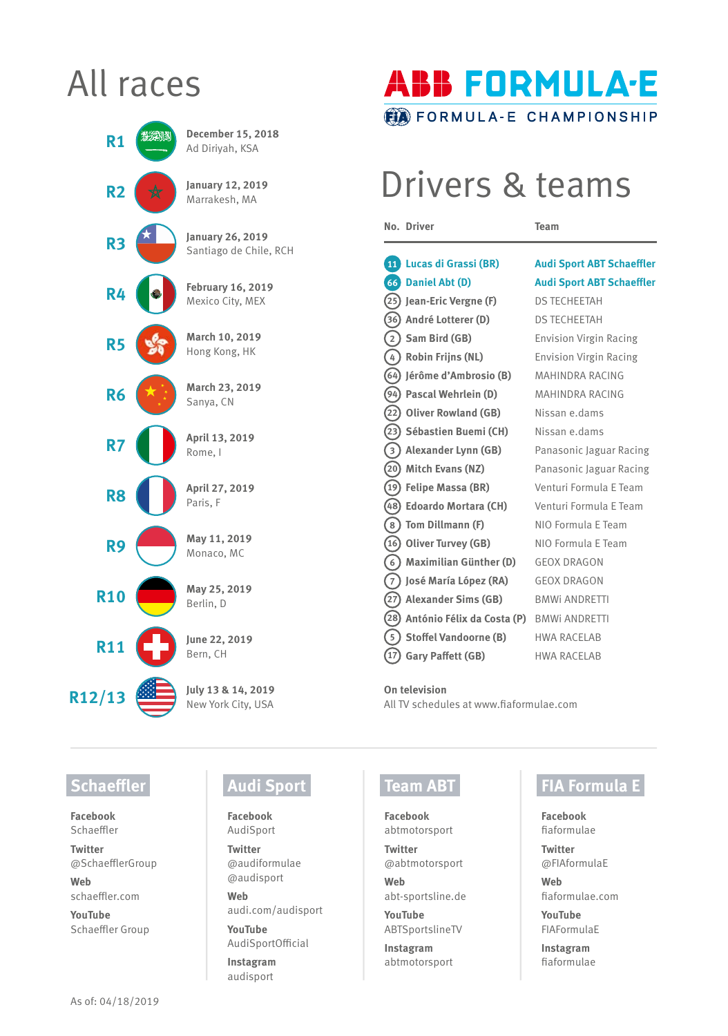# All races

| | | |
|---|---|---|
| R1 | December 15, 2018 | Ad Diriyah, KSA |
| R2 | January 12, 2019 | Marrakesh, MA |
| R3 | January 26, 2019 | Santiago de Chile, RCH |
| R4 | February 16, 2019 | Mexico City, MEX |
| R5 | March 10, 2019 | Hong Kong, HK |
| R6 | March 23, 2019 | Sanya, CN |
| R7 | April 13, 2019 | Rome, I |
| R8 | April 27, 2019 | Paris, F |
| R9 | May 11, 2019 | Monaco, MC |
| R10 | May 25, 2019 | Berlin, D |
| R11 | June 22, 2019 | Bern, CH |
| R12/13 | July 13 & 14, 2019 | New York City, USA |

ABB FORMULA-E

FIA FORMULA-E CHAMPIONSHIP

# Drivers & teams

| No. | Driver | Team |
|---|---|---|
| 11 | Lucas di Grassi (BR) | Audi Sport ABT Schaeffler |
| 66 | Daniel Abt (D) | Audi Sport ABT Schaeffler |
| 25 | Jean-Eric Vergne (F) | DS TECHEETAH |
| 36 | André Lotterer (D) | DS TECHEETAH |
| 2 | Sam Bird (GB) | Envision Virgin Racing |
| 4 | Robin Frijns (NL) | Envision Virgin Racing |
| 64 | Jérôme d'Ambrosio (B) | MAHINDRA RACING |
| 94 | Pascal Wehrlein (D) | MAHINDRA RACING |
| 22 | Oliver Rowland (GB) | Nissan e.dams |
| 23 | Sébastien Buemi (CH) | Nissan e.dams |
| 3 | Alexander Lynn (GB) | Panasonic Jaguar Racing |
| 20 | Mitch Evans (NZ) | Panasonic Jaguar Racing |
| 19 | Felipe Massa (BR) | Venturi Formula E Team |
| 48 | Edoardo Mortara (CH) | Venturi Formula E Team |
| 8 | Tom Dillmann (F) | NIO Formula E Team |
| 16 | Oliver Turvey (GB) | NIO Formula E Team |
| 6 | Maximilian Günther (D) | GEOX DRAGON |
| 7 | José María López (RA) | GEOX DRAGON |
| 27 | Alexander Sims (GB) | BMWi ANDRETTI |
| 28 | António Félix da Costa (P) | BMWi ANDRETTI |
| 5 | Stoffel Vandoorne (B) | HWA RACELAB |
| 17 | Gary Paffett (GB) | HWA RACELAB |

**On television**
All TV schedules at www.fiaformulae.com

## Schaeffler

**Facebook**
Schaeffler

**Twitter**
@SchaefflerGroup

**Web**
schaeffler.com

**YouTube**
Schaeffler Group

## Audi Sport

**Facebook**
AudiSport

**Twitter**
@audiformulae
@audisport

**Web**
audi.com/audisport

**YouTube**
AudiSportOfficial

**Instagram**
audisport

## Team ABT

**Facebook**
abtmotorsport

**Twitter**
@abtmotorsport

**Web**
abt-sportsline.de

**YouTube**
ABTSportslineTV

**Instagram**
abtmotorsport

## FIA Formula E

**Facebook**
fiaformulae

**Twitter**
@FIAFormulaE

**Web**
fiaformulae.com

**YouTube**
FIAFormulaE

**Instagram**
fiaformulae

As of: 04/18/2019